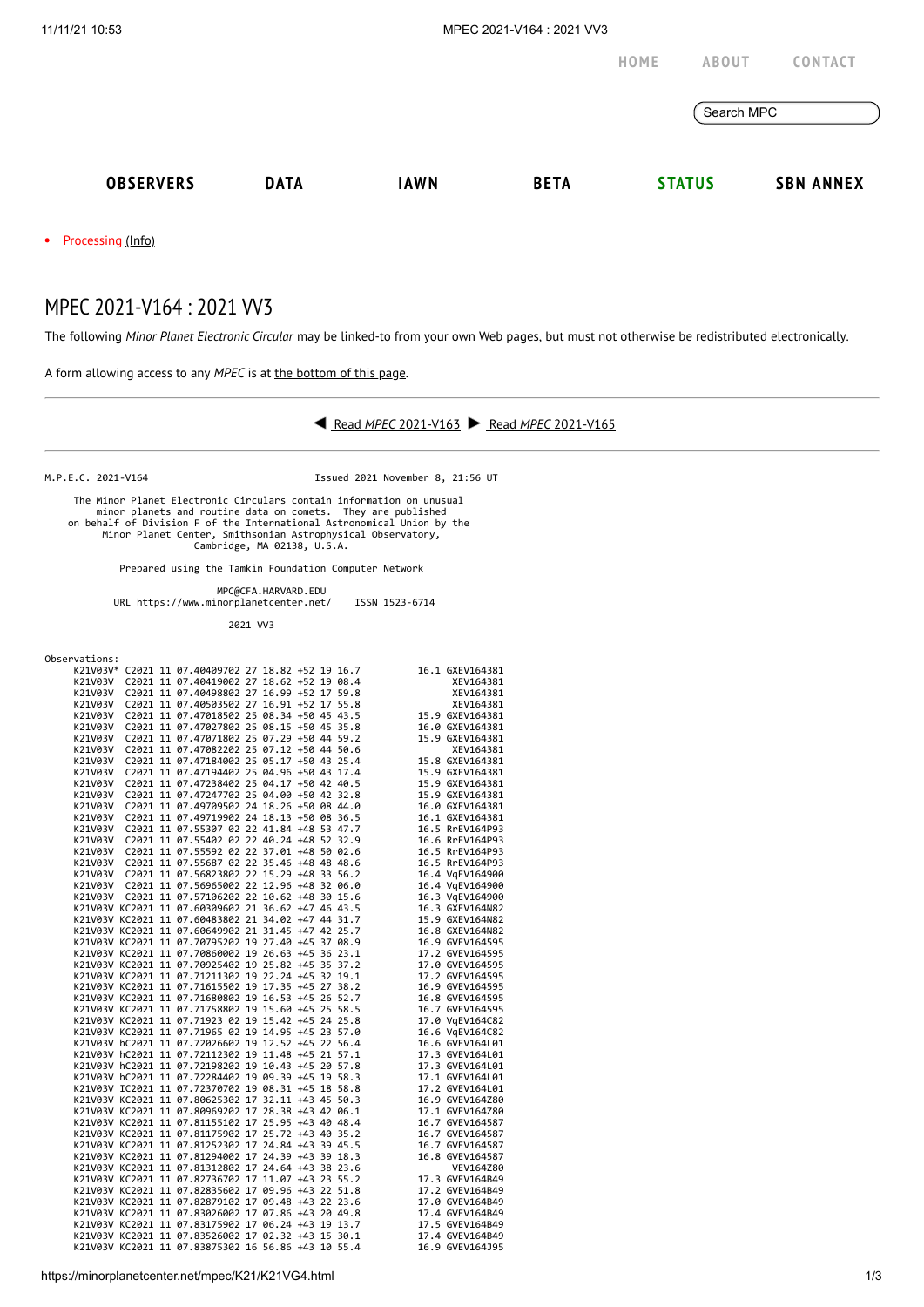HOME ABOUT CONTACT

Search MPC

OBSERVERS DATA IAWN BETA STATUS SBN ANNEX

- Processing (Info)

# MPEC 2021-V164 : 2021 VV3

The following *Minor Planet Electronic Circular* may be linked-to from your own Web pages, but must not otherwise be redistributed electronically.

A form allowing access to any *MPEC* is at the bottom of this page.

---

◀ Read *MPEC* 2021-V163 ▶ Read *MPEC* 2021-V165

---

```
M.P.E.C. 2021-V164                              Issued 2021 November 8, 21:56 UT

     The Minor Planet Electronic Circulars contain information on unusual
         minor planets and routine data on comets.  They are published
    on behalf of Division F of the International Astronomical Union by the
          Minor Planet Center, Smithsonian Astrophysical Observatory,
                          Cambridge, MA 02138, U.S.A.

                  Prepared using the Tamkin Foundation Computer Network

                              MPC@CFA.HARVARD.EDU
              URL https://www.minorplanetcenter.net/     ISSN 1523-6714

                                   2021 VV3

Observations:
     K21V03V* C2021 11 07.40409702 27 18.82 +52 19 16.7          16.1 GXEV164381
     K21V03V  C2021 11 07.40419002 27 18.62 +52 19 08.4               XEV164381
     K21V03V  C2021 11 07.40498802 27 16.99 +52 17 59.8               XEV164381
     K21V03V  C2021 11 07.40503502 27 16.91 +52 17 55.8               XEV164381
     K21V03V  C2021 11 07.47018502 25 08.34 +50 45 43.5          15.9 GXEV164381
     K21V03V  C2021 11 07.47027802 25 08.15 +50 45 35.8          16.0 GXEV164381
     K21V03V  C2021 11 07.47071802 25 07.29 +50 44 59.2          15.9 GXEV164381
     K21V03V  C2021 11 07.47082202 25 07.12 +50 44 50.6               XEV164381
     K21V03V  C2021 11 07.47184002 25 05.17 +50 43 25.4          15.8 GXEV164381
     K21V03V  C2021 11 07.47194402 25 04.96 +50 43 17.4          15.9 GXEV164381
     K21V03V  C2021 11 07.47238402 25 04.17 +50 42 40.5          15.9 GXEV164381
     K21V03V  C2021 11 07.47247702 25 04.00 +50 42 32.8          15.9 GXEV164381
     K21V03V  C2021 11 07.49709502 24 18.26 +50 08 44.0          16.0 GXEV164381
     K21V03V  C2021 11 07.49719902 24 18.13 +50 08 36.5          16.1 GXEV164381
     K21V03V  C2021 11 07.55307 02 22 41.84 +48 53 47.7          16.5 RrEV164P93
     K21V03V  C2021 11 07.55402 02 22 40.24 +48 52 32.9          16.6 RrEV164P93
     K21V03V  C2021 11 07.55592 02 22 37.01 +48 50 02.6          16.5 RrEV164P93
     K21V03V  C2021 11 07.55687 02 22 35.46 +48 48 48.6          16.5 RrEV164P93
     K21V03V  C2021 11 07.56823802 22 15.29 +48 33 56.2          16.4 VqEV164900
     K21V03V  C2021 11 07.56965002 22 12.96 +48 32 06.0          16.4 VqEV164900
     K21V03V  C2021 11 07.57106202 22 10.62 +48 30 15.6          16.3 VqEV164900
     K21V03V KC2021 11 07.60309602 21 36.62 +47 46 43.5          16.3 GXEV164N82
     K21V03V KC2021 11 07.60483802 21 34.02 +47 44 31.7          15.9 GXEV164N82
     K21V03V KC2021 11 07.60649902 21 31.45 +47 42 25.7          16.8 GXEV164N82
     K21V03V KC2021 11 07.70795202 19 27.40 +45 37 08.9          16.9 GVEV164595
     K21V03V KC2021 11 07.70860002 19 26.63 +45 36 23.1          17.2 GVEV164595
     K21V03V KC2021 11 07.70925402 19 25.82 +45 35 37.2          17.0 GVEV164595
     K21V03V KC2021 11 07.71211302 19 22.24 +45 32 19.1          17.2 GVEV164595
     K21V03V KC2021 11 07.71615502 19 17.35 +45 27 38.2          16.9 GVEV164595
     K21V03V KC2021 11 07.71680802 19 16.53 +45 26 52.7          16.8 GVEV164595
     K21V03V KC2021 11 07.71758802 19 15.60 +45 25 58.5          16.7 GVEV164595
     K21V03V KC2021 11 07.71923 02 19 15.42 +45 24 25.8          17.0 VqEV164C82
     K21V03V KC2021 11 07.71965 02 19 14.95 +45 23 57.0          16.6 VqEV164C82
     K21V03V hC2021 11 07.72026602 19 12.52 +45 22 56.4          16.6 GVEV164L01
     K21V03V hC2021 11 07.72112302 19 11.48 +45 21 57.1          17.3 GVEV164L01
     K21V03V hC2021 11 07.72198202 19 10.43 +45 20 57.8          17.3 GVEV164L01
     K21V03V hC2021 11 07.72284402 19 09.39 +45 19 58.3          17.1 GVEV164L01
     K21V03V IC2021 11 07.72370702 19 08.31 +45 18 58.8          17.2 GVEV164L01
     K21V03V KC2021 11 07.80625302 17 32.11 +43 45 50.3          16.9 GVEV164Z80
     K21V03V KC2021 11 07.80969202 17 28.38 +43 42 06.1          17.1 GVEV164Z80
     K21V03V KC2021 11 07.81155102 17 25.95 +43 40 48.4          16.7 GVEV164587
     K21V03V KC2021 11 07.81175902 17 25.72 +43 40 35.2          16.7 GVEV164587
     K21V03V KC2021 11 07.81252302 17 24.84 +43 39 45.5          16.7 GVEV164587
     K21V03V KC2021 11 07.81294002 17 24.39 +43 39 18.3          16.8 GVEV164587
     K21V03V KC2021 11 07.81312802 17 24.64 +43 38 23.6               VEV164Z80
     K21V03V KC2021 11 07.82736702 17 11.07 +43 23 55.2          17.3 GVEV164B49
     K21V03V KC2021 11 07.82835602 17 09.96 +43 22 51.8          17.2 GVEV164B49
     K21V03V KC2021 11 07.82879102 17 09.48 +43 22 23.6          17.0 GVEV164B49
     K21V03V KC2021 11 07.83026002 17 07.86 +43 20 49.8          17.4 GVEV164B49
     K21V03V KC2021 11 07.83175902 17 06.24 +43 19 13.7          17.5 GVEV164B49
     K21V03V KC2021 11 07.83526002 17 02.32 +43 15 30.1          17.4 GVEV164B49
     K21V03V KC2021 11 07.83875302 16 56.86 +43 10 55.4          16.9 GVEV164J95
```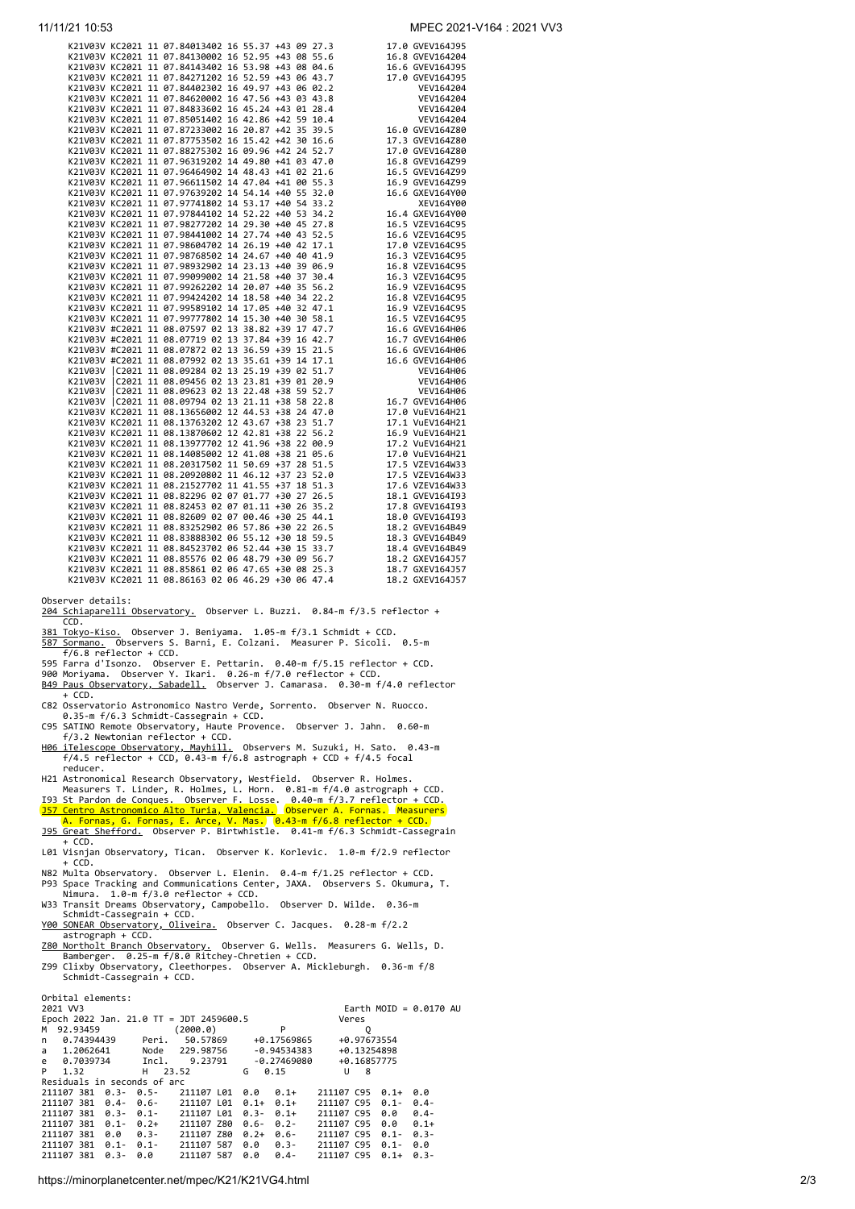```
     K21V03V KC2021 11 07.84013402 16 55.37 +43 09 27.3          17.0 GVEV164J95
     K21V03V KC2021 11 07.84130002 16 52.95 +43 08 55.6          16.8 GVEV164204
     K21V03V KC2021 11 07.84143402 16 53.98 +43 08 04.6          16.6 GVEV164J95
     K21V03V KC2021 11 07.84271202 16 52.59 +43 06 43.7          17.0 GVEV164J95
     K21V03V KC2021 11 07.84402302 16 49.97 +43 06 02.2               VEV164204
     K21V03V KC2021 11 07.84620002 16 47.56 +43 03 43.8               VEV164204
     K21V03V KC2021 11 07.84833602 16 45.24 +43 01 28.4               VEV164204
     K21V03V KC2021 11 07.85051402 16 42.86 +42 59 10.4               VEV164204
     K21V03V KC2021 11 07.87233002 16 20.87 +42 35 39.5          16.0 GVEV164Z80
     K21V03V KC2021 11 07.87753502 16 15.42 +42 30 16.6          17.3 GVEV164Z80
     K21V03V KC2021 11 07.88275302 16 09.96 +42 24 52.7          17.0 GVEV164Z80
     K21V03V KC2021 11 07.96319202 14 49.80 +41 03 47.0          16.8 GVEV164Z99
     K21V03V KC2021 11 07.96464902 14 48.43 +41 02 21.6          16.5 GVEV164Z99
     K21V03V KC2021 11 07.96611502 14 47.04 +41 00 55.3          16.9 GVEV164Z99
     K21V03V KC2021 11 07.97639202 14 54.14 +40 55 32.0          16.6 GXEV164Y00
     K21V03V KC2021 11 07.97741802 14 53.17 +40 54 33.2               XEV164Y00
     K21V03V KC2021 11 07.97844102 14 52.22 +40 53 34.2          16.4 GXEV164Y00
     K21V03V KC2021 11 07.98277202 14 29.30 +40 45 27.8          16.5 VZEV164C95
     K21V03V KC2021 11 07.98441002 14 27.74 +40 43 52.5          16.6 VZEV164C95
     K21V03V KC2021 11 07.98604702 14 26.19 +40 42 17.1          17.0 VZEV164C95
     K21V03V KC2021 11 07.98768502 14 24.67 +40 40 41.9          16.3 VZEV164C95
     K21V03V KC2021 11 07.98932902 14 23.13 +40 39 06.9          16.8 VZEV164C95
     K21V03V KC2021 11 07.99099002 14 21.58 +40 37 30.4          16.3 VZEV164C95
     K21V03V KC2021 11 07.99262202 14 20.07 +40 35 56.2          16.9 VZEV164C95
     K21V03V KC2021 11 07.99424202 14 18.58 +40 34 22.2          16.8 VZEV164C95
     K21V03V KC2021 11 07.99589102 14 17.05 +40 32 47.1          16.9 VZEV164C95
     K21V03V KC2021 11 07.99777802 14 15.30 +40 30 58.1          16.5 VZEV164C95
     K21V03V #C2021 11 08.07597 02 13 38.82 +39 17 47.7          16.6 GVEV164H06
     K21V03V #C2021 11 08.07719 02 13 37.84 +39 16 42.7          16.7 GVEV164H06
     K21V03V #C2021 11 08.07872 02 13 36.59 +39 15 21.5          16.6 GVEV164H06
     K21V03V #C2021 11 08.07992 02 13 35.61 +39 14 17.1          16.6 GVEV164H06
     K21V03V |C2021 11 08.09284 02 13 25.19 +39 02 51.7               VEV164H06
     K21V03V |C2021 11 08.09456 02 13 23.81 +39 01 20.9               VEV164H06
     K21V03V |C2021 11 08.09623 02 13 22.48 +38 59 52.7               VEV164H06
     K21V03V |C2021 11 08.09794 02 13 21.11 +38 58 22.8          16.7 GVEV164H06
     K21V03V KC2021 11 08.13656002 12 44.53 +38 24 47.0          17.0 VuEV164H21
     K21V03V KC2021 11 08.13763202 12 43.67 +38 23 51.7          17.1 VuEV164H21
     K21V03V KC2021 11 08.13870602 12 42.81 +38 22 56.2          16.9 VuEV164H21
     K21V03V KC2021 11 08.13977702 12 41.96 +38 22 00.9          17.2 VuEV164H21
     K21V03V KC2021 11 08.14085002 12 41.08 +38 21 05.6          17.0 VuEV164H21
     K21V03V KC2021 11 08.20317502 11 50.69 +37 28 51.5          17.5 VZEV164W33
     K21V03V KC2021 11 08.20920802 11 46.12 +37 23 52.0          17.5 VZEV164W33
     K21V03V KC2021 11 08.21527702 11 41.55 +37 18 51.3          17.6 VZEV164W33
     K21V03V KC2021 11 08.82296 02 07 01.77 +30 27 26.5          18.1 GVEV164I93
     K21V03V KC2021 11 08.82453 02 07 01.11 +30 26 35.2          17.8 GVEV164I93
     K21V03V KC2021 11 08.82609 02 07 00.46 +30 25 44.1          18.0 GVEV164I93
     K21V03V KC2021 11 08.83252902 06 57.86 +30 22 26.5          18.2 GVEV164B49
     K21V03V KC2021 11 08.83888302 06 55.12 +30 18 59.5          18.3 GVEV164B49
     K21V03V KC2021 11 08.84523702 06 52.44 +30 15 33.7          18.4 GVEV164B49
     K21V03V KC2021 11 08.85576 02 06 48.79 +30 09 56.7          18.2 GXEV164J57
     K21V03V KC2021 11 08.85861 02 06 47.65 +30 08 25.3          18.7 GXEV164J57
     K21V03V KC2021 11 08.86163 02 06 46.29 +30 06 47.4          18.2 GXEV164J57
```

Observer details:

```
204 Schiaparelli Observatory.  Observer L. Buzzi.  0.84-m f/3.5 reflector +
    CCD.
381 Tokyo-Kiso.  Observer J. Beniyama.  1.05-m f/3.1 Schmidt + CCD.
587 Sormano.  Observers S. Barni, E. Colzani.  Measurer P. Sicoli.  0.5-m
    f/6.8 reflector + CCD.
595 Farra d'Isonzo.  Observer E. Pettarin.  0.40-m f/5.15 reflector + CCD.
900 Moriyama.  Observer Y. Ikari.  0.26-m f/7.0 reflector + CCD.
B49 Paus Observatory, Sabadell.  Observer J. Camarasa.  0.30-m f/4.0 reflector
    + CCD.
C82 Osservatorio Astronomico Nastro Verde, Sorrento.  Observer N. Ruocco.
    0.35-m f/6.3 Schmidt-Cassegrain + CCD.
C95 SATINO Remote Observatory, Haute Provence.  Observer J. Jahn.  0.60-m
    f/3.2 Newtonian reflector + CCD.
H06 iTelescope Observatory, Mayhill.  Observers M. Suzuki, H. Sato.  0.43-m
    f/4.5 reflector + CCD, 0.43-m f/6.8 astrograph + CCD + f/4.5 focal
    reducer.
H21 Astronomical Research Observatory, Westfield.  Observer R. Holmes.
    Measurers T. Linder, R. Holmes, L. Horn.  0.81-m f/4.0 astrograph + CCD.
I93 St Pardon de Conques.  Observer F. Losse.  0.40-m f/3.7 reflector + CCD.
J57 Centro Astronomico Alto Turia, Valencia.  Observer A. Fornas.  Measurers
    A. Fornas, G. Fornas, E. Arce, V. Mas.  0.43-m f/6.8 reflector + CCD.
J95 Great Shefford.  Observer P. Birtwhistle.  0.41-m f/6.3 Schmidt-Cassegrain
    + CCD.
L01 Visnjan Observatory, Tican.  Observer K. Korlevic.  1.0-m f/2.9 reflector
    + CCD.
N82 Multa Observatory.  Observer L. Elenin.  0.4-m f/1.25 reflector + CCD.
P93 Space Tracking and Communications Center, JAXA.  Observers S. Okumura, T.
    Nimura.  1.0-m f/3.0 reflector + CCD.
W33 Transit Dreams Observatory, Campobello.  Observer D. Wilde.  0.36-m
    Schmidt-Cassegrain + CCD.
Y00 SONEAR Observatory, Oliveira.  Observer C. Jacques.  0.28-m f/2.2
    astrograph + CCD.
Z80 Northolt Branch Observatory.  Observer G. Wells.  Measurers G. Wells, D.
    Bamberger.  0.25-m f/8.0 Ritchey-Chretien + CCD.
Z99 Clixby Observatory, Cleethorpes.  Observer A. Mickleburgh.  0.36-m f/8
    Schmidt-Cassegrain + CCD.
```

Orbital elements:

```
2021 VV3                                                Earth MOID = 0.0170 AU
Epoch 2022 Jan. 21.0 TT = JDT 2459600.5                 Veres
M  92.93459              (2000.0)          P               Q
n   0.74394439     Peri.   50.57869     +0.17569865     +0.97673554
a   1.2062641      Node   229.98756     -0.94534383     +0.13254898
e   0.7039734      Incl.    9.23791     -0.27469080     +0.16857775
P   1.32           H   23.52           G   0.15           U   8
Residuals in seconds of arc
211107 381  0.3-  0.5-     211107 L01  0.0   0.1+     211107 C95  0.1+  0.0
211107 381  0.4-  0.6-     211107 L01  0.1+  0.1+     211107 C95  0.1-  0.4-
211107 381  0.3-  0.1-     211107 L01  0.3-  0.1+     211107 C95  0.0   0.4-
211107 381  0.1-  0.2+     211107 Z80  0.6-  0.2-     211107 C95  0.0   0.1+
211107 381  0.0   0.3-     211107 Z80  0.2+  0.6-     211107 C95  0.1-  0.3-
211107 381  0.1-  0.1-     211107 587  0.0   0.3-     211107 C95  0.1-  0.0
211107 381  0.3-  0.0      211107 587  0.0   0.4-     211107 C95  0.1+  0.3-
```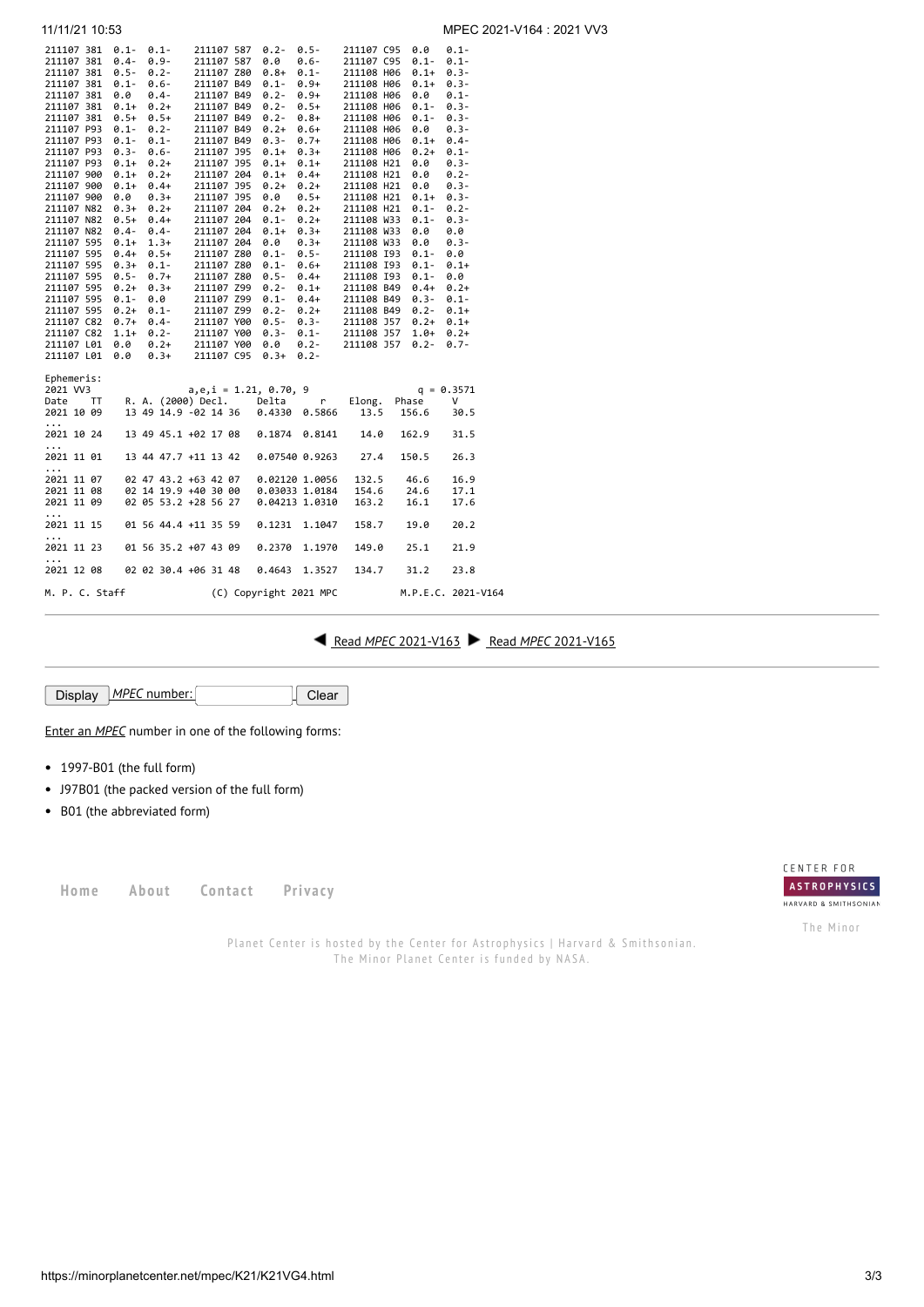```
211107 381  0.1-  0.1-    211107 587  0.2-  0.5-    211107 C95  0.0   0.1-
211107 381  0.4-  0.9-    211107 587  0.0   0.6-    211107 C95  0.1-  0.1-
211107 381  0.5-  0.2-    211107 Z80  0.8+  0.1-    211108 H06  0.1+  0.3-
211107 381  0.1-  0.6-    211107 B49  0.1-  0.9+    211108 H06  0.1+  0.3-
211107 381  0.0   0.4-    211107 B49  0.2-  0.9+    211108 H06  0.0   0.1-
211107 381  0.1+  0.2+    211107 B49  0.2-  0.5+    211108 H06  0.1-  0.3-
211107 381  0.5+  0.5+    211107 B49  0.2-  0.8+    211108 H06  0.1-  0.3-
211107 P93  0.1-  0.2-    211107 B49  0.2+  0.6+    211108 H06  0.0   0.3-
211107 P93  0.1-  0.1-    211107 B49  0.3-  0.7+    211108 H06  0.1+  0.4-
211107 P93  0.3-  0.6-    211107 J95  0.1+  0.3+    211108 H06  0.2+  0.1-
211107 P93  0.1+  0.2+    211107 J95  0.1+  0.1+    211108 H21  0.0   0.3-
211107 900  0.1+  0.2+    211107 204  0.1+  0.4+    211108 H21  0.0   0.2-
211107 900  0.1+  0.4+    211107 J95  0.2+  0.2+    211108 H21  0.0   0.3-
211107 900  0.0   0.3+    211107 J95  0.0   0.5+    211108 H21  0.1+  0.3-
211107 N82  0.3+  0.2+    211107 204  0.2+  0.2+    211108 H21  0.1-  0.2-
211107 N82  0.5+  0.4+    211107 204  0.1-  0.2+    211108 W33  0.1-  0.3-
211107 N82  0.4-  0.4-    211107 204  0.1+  0.3+    211108 W33  0.0   0.0
211107 595  0.1+  1.3+    211107 204  0.0   0.3+    211108 W33  0.0   0.3-
211107 595  0.4+  0.5+    211107 Z80  0.1-  0.5-    211108 I93  0.1-  0.0
211107 595  0.3+  0.1-    211107 Z80  0.1-  0.6+    211108 I93  0.1-  0.1+
211107 595  0.5-  0.7+    211107 Z80  0.5-  0.4+    211108 I93  0.1-  0.0
211107 595  0.2+  0.3+    211107 Z99  0.2-  0.1+    211108 B49  0.4+  0.2+
211107 595  0.1-  0.0     211107 Z99  0.1-  0.4+    211108 B49  0.3-  0.1-
211107 595  0.2+  0.1-    211107 Z99  0.2-  0.2+    211108 B49  0.2-  0.1+
211107 C82  0.7+  0.4-    211107 Y00  0.5-  0.3-    211108 J57  0.2+  0.1+
211107 C82  1.1+  0.2-    211107 Y00  0.3-  0.1-    211108 J57  1.0+  0.2+
211107 L01  0.0   0.2+    211107 Y00  0.0   0.2-    211108 J57  0.2-  0.7-
211107 L01  0.0   0.3+    211107 C95  0.3+  0.2-

Ephemeris:
2021 VV3                  a,e,i = 1.21, 0.70, 9                   q = 0.3571
Date    TT      R. A. (2000) Decl.    Delta      r     Elong.  Phase     V
2021 10 09      13 49 14.9 -02 14 36   0.4330  0.5866    13.5   156.6    30.5
...
2021 10 24      13 49 45.1 +02 17 08   0.1874  0.8141    14.0   162.9    31.5
...
2021 11 01      13 44 47.7 +11 13 42   0.07540 0.9263    27.4   150.5    26.3
...
2021 11 07      02 47 43.2 +63 42 07   0.02120 1.0056   132.5    46.6    16.9
2021 11 08      02 14 19.9 +40 30 00   0.03033 1.0184   154.6    24.6    17.1
2021 11 09      02 05 53.2 +28 56 27   0.04213 1.0310   163.2    16.1    17.6
...
2021 11 15      01 56 44.4 +11 35 59   0.1231  1.1047   158.7    19.0    20.2
...
2021 11 23      01 56 35.2 +07 43 09   0.2370  1.1970   149.0    25.1    21.9
...
2021 12 08      02 02 30.4 +06 31 48   0.4643  1.3527   134.7    31.2    23.8

M. P. C. Staff              (C) Copyright 2021 MPC          M.P.E.C. 2021-V164
```

Read *MPEC* 2021-V163 Read *MPEC* 2021-V165

Display *MPEC* number: Clear

Enter an *MPEC* number in one of the following forms:

- 1997-B01 (the full form)
- J97B01 (the packed version of the full form)
- B01 (the abbreviated form)

Home About Contact Privacy

CENTER FOR ASTROPHYSICS HARVARD & SMITHSONIAN

The Minor Planet Center is hosted by the Center for Astrophysics | Harvard & Smithsonian.
The Minor Planet Center is funded by NASA.